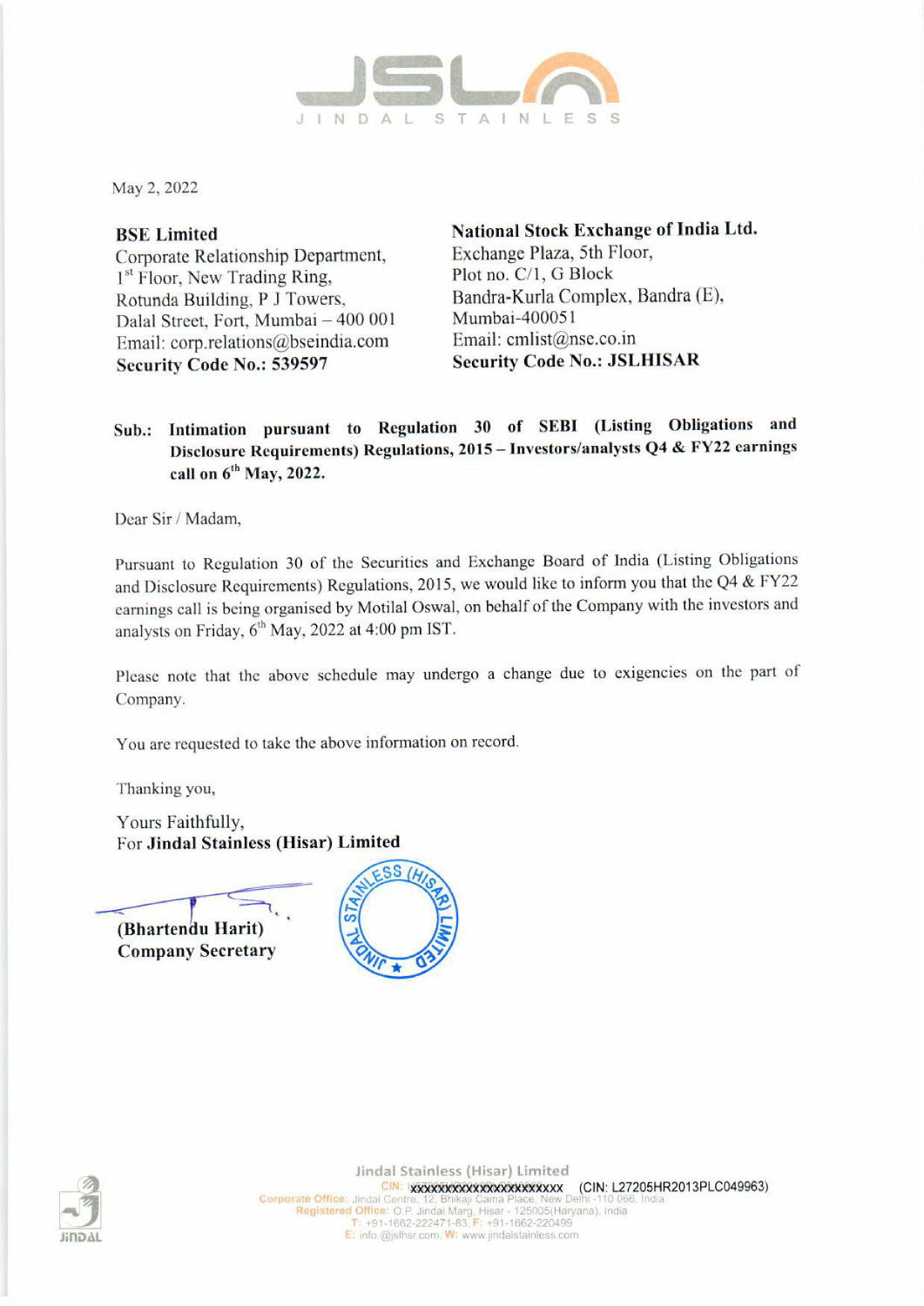May 2, 2022

**BSE Limited**
Corporate Relationship Department,
1st Floor, New Trading Ring,
Rotunda Building, P J Towers,
Dalal Street, Fort, Mumbai – 400 001
Email: corp.relations@bseindia.com
**Security Code No.: 539597**

**National Stock Exchange of India Ltd.**
Exchange Plaza, 5th Floor,
Plot no. C/1, G Block
Bandra-Kurla Complex, Bandra (E),
Mumbai-400051
Email: cmlist@nse.co.in
**Security Code No.: JSLHISAR**

**Sub.: Intimation pursuant to Regulation 30 of SEBI (Listing Obligations and Disclosure Requirements) Regulations, 2015 – Investors/analysts Q4 & FY22 earnings call on 6th May, 2022.**

Dear Sir / Madam,

Pursuant to Regulation 30 of the Securities and Exchange Board of India (Listing Obligations and Disclosure Requirements) Regulations, 2015, we would like to inform you that the Q4 & FY22 earnings call is being organised by Motilal Oswal, on behalf of the Company with the investors and analysts on Friday, 6th May, 2022 at 4:00 pm IST.

Please note that the above schedule may undergo a change due to exigencies on the part of Company.

You are requested to take the above information on record.

Thanking you,

Yours Faithfully,
For **Jindal Stainless (Hisar) Limited**

**(Bhartendu Harit)**
**Company Secretary**

Jindal Stainless (Hisar) Limited
CIN: xxxxxxxxxxxxxxxxxxxxx (CIN: L27205HR2013PLC049963)
Corporate Office: Jindal Centre, 12, Bhikaji Cama Place, New Delhi -110 066, India
Registered Office: O.P. Jindal Marg, Hisar - 125005(Haryana), India
T: +91-1662-222471-83, F: +91-1662-220499
E: info@jslhsr.com, W: www.jindalstainless.com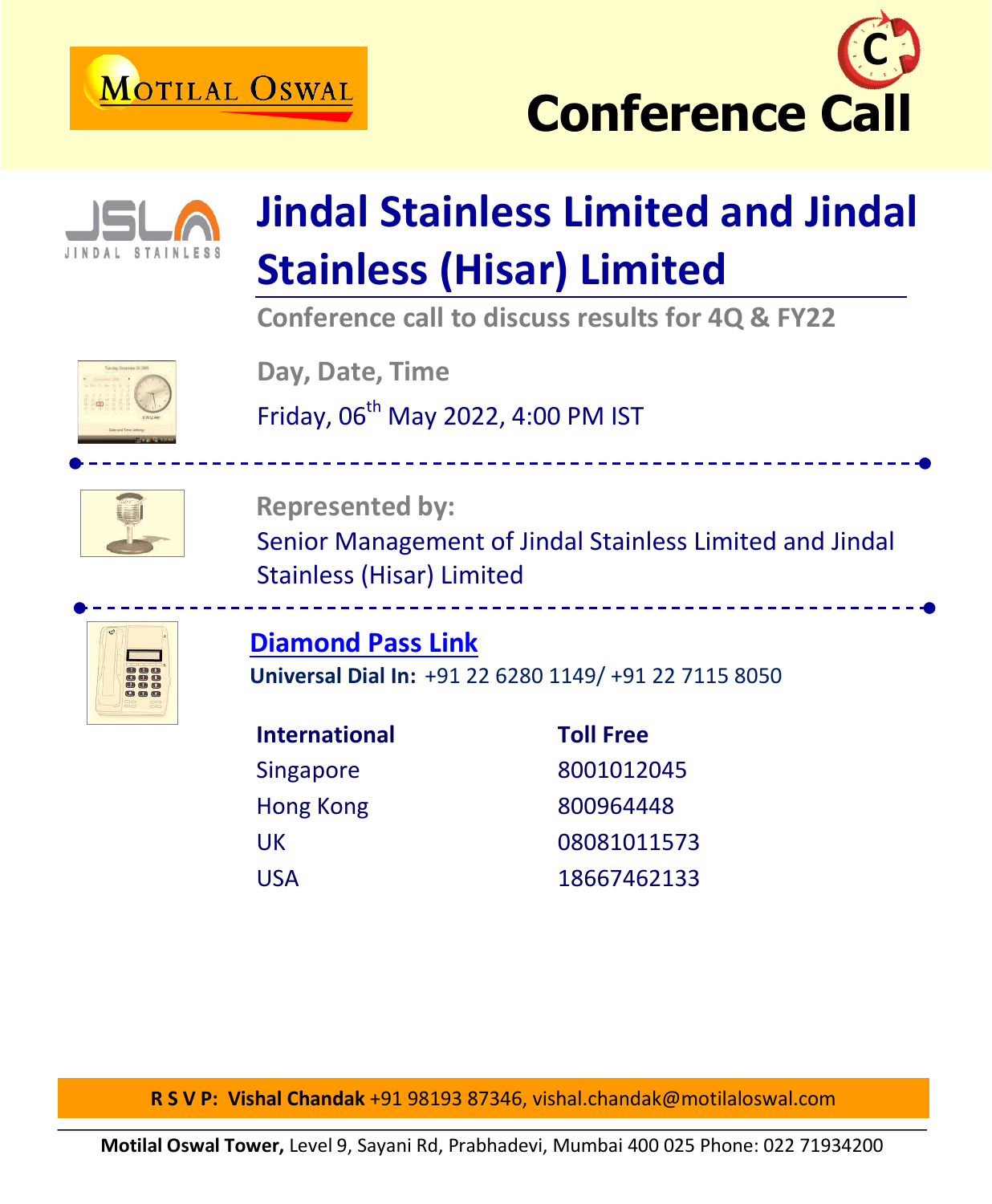# Conference Call

## Jindal Stainless Limited and Jindal Stainless (Hisar) Limited

**Conference call to discuss results for 4Q & FY22**

**Day, Date, Time**

Friday, 06th May 2022, 4:00 PM IST

**Represented by:**

Senior Management of Jindal Stainless Limited and Jindal Stainless (Hisar) Limited

**Diamond Pass Link**

**Universal Dial In:** +91 22 6280 1149/ +91 22 7115 8050

| International | Toll Free |
|---|---|
| Singapore | 8001012045 |
| Hong Kong | 800964448 |
| UK | 08081011573 |
| USA | 18667462133 |

**R S V P: Vishal Chandak** +91 98193 87346, vishal.chandak@motilaloswal.com

**Motilal Oswal Tower,** Level 9, Sayani Rd, Prabhadevi, Mumbai 400 025 Phone: 022 71934200